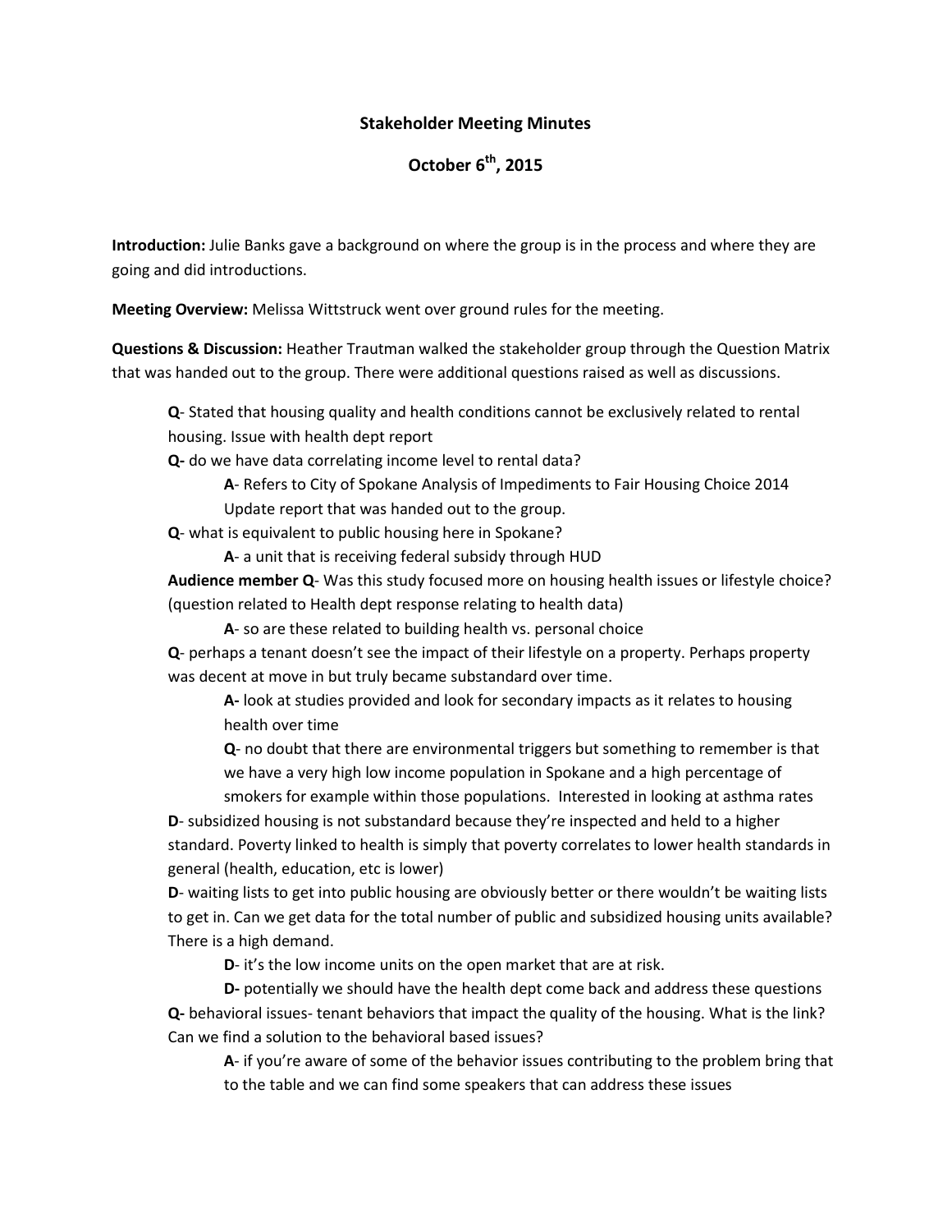**Stakeholder Meeting Minutes**

**October 6th, 2015**

**Introduction:** Julie Banks gave a background on where the group is in the process and where they are going and did introductions.

**Meeting Overview:** Melissa Wittstruck went over ground rules for the meeting.

**Questions & Discussion:** Heather Trautman walked the stakeholder group through the Question Matrix that was handed out to the group. There were additional questions raised as well as discussions.

> **Q**- Stated that housing quality and health conditions cannot be exclusively related to rental housing. Issue with health dept report
>
> **Q-** do we have data correlating income level to rental data?
>
> > **A**- Refers to City of Spokane Analysis of Impediments to Fair Housing Choice 2014 Update report that was handed out to the group.
>
> **Q**- what is equivalent to public housing here in Spokane?
>
> > **A**- a unit that is receiving federal subsidy through HUD
>
> **Audience member Q**- Was this study focused more on housing health issues or lifestyle choice? (question related to Health dept response relating to health data)
>
> > **A**- so are these related to building health vs. personal choice
>
> **Q**- perhaps a tenant doesn't see the impact of their lifestyle on a property. Perhaps property was decent at move in but truly became substandard over time.
>
> > **A-** look at studies provided and look for secondary impacts as it relates to housing health over time
> >
> > **Q**- no doubt that there are environmental triggers but something to remember is that we have a very high low income population in Spokane and a high percentage of smokers for example within those populations. Interested in looking at asthma rates
>
> **D**- subsidized housing is not substandard because they're inspected and held to a higher standard. Poverty linked to health is simply that poverty correlates to lower health standards in general (health, education, etc is lower)
>
> **D**- waiting lists to get into public housing are obviously better or there wouldn't be waiting lists to get in. Can we get data for the total number of public and subsidized housing units available? There is a high demand.
>
> > **D**- it's the low income units on the open market that are at risk.
> >
> > **D-** potentially we should have the health dept come back and address these questions
>
> **Q-** behavioral issues- tenant behaviors that impact the quality of the housing. What is the link? Can we find a solution to the behavioral based issues?
>
> > **A**- if you're aware of some of the behavior issues contributing to the problem bring that to the table and we can find some speakers that can address these issues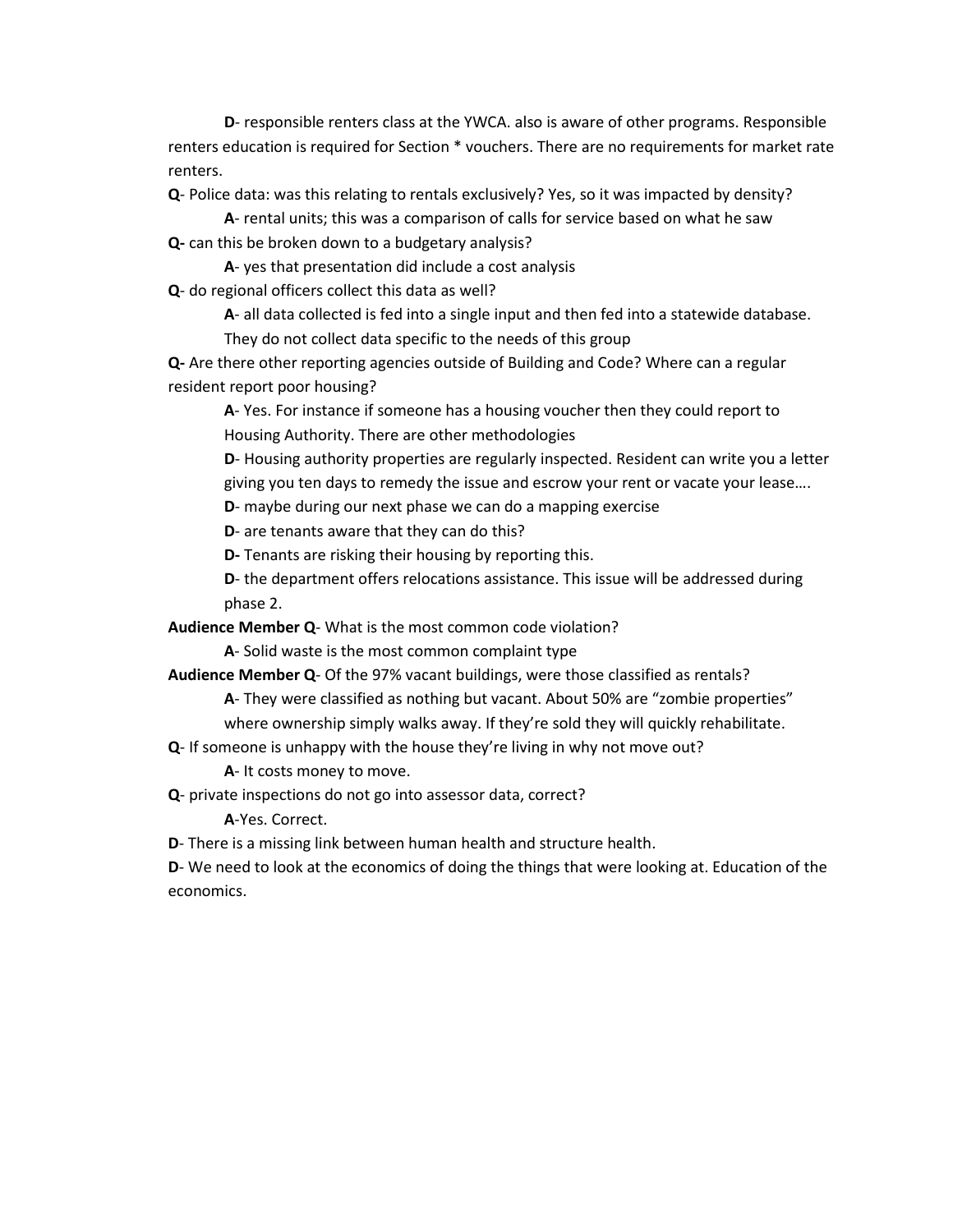**D**- responsible renters class at the YWCA. also is aware of other programs. Responsible renters education is required for Section * vouchers. There are no requirements for market rate renters.

**Q**- Police data: was this relating to rentals exclusively? Yes, so it was impacted by density?

**A**- rental units; this was a comparison of calls for service based on what he saw

**Q-** can this be broken down to a budgetary analysis?

**A**- yes that presentation did include a cost analysis

**Q**- do regional officers collect this data as well?

**A**- all data collected is fed into a single input and then fed into a statewide database. They do not collect data specific to the needs of this group

**Q-** Are there other reporting agencies outside of Building and Code? Where can a regular resident report poor housing?

**A**- Yes. For instance if someone has a housing voucher then they could report to Housing Authority. There are other methodologies

**D**- Housing authority properties are regularly inspected. Resident can write you a letter giving you ten days to remedy the issue and escrow your rent or vacate your lease….

**D**- maybe during our next phase we can do a mapping exercise

**D**- are tenants aware that they can do this?

**D-** Tenants are risking their housing by reporting this.

**D**- the department offers relocations assistance. This issue will be addressed during phase 2.

**Audience Member Q**- What is the most common code violation?

**A**- Solid waste is the most common complaint type

**Audience Member Q**- Of the 97% vacant buildings, were those classified as rentals?

**A**- They were classified as nothing but vacant. About 50% are "zombie properties" where ownership simply walks away. If they're sold they will quickly rehabilitate.

**Q**- If someone is unhappy with the house they're living in why not move out?

**A**- It costs money to move.

**Q**- private inspections do not go into assessor data, correct?

**A**-Yes. Correct.

**D**- There is a missing link between human health and structure health.

**D**- We need to look at the economics of doing the things that were looking at. Education of the economics.